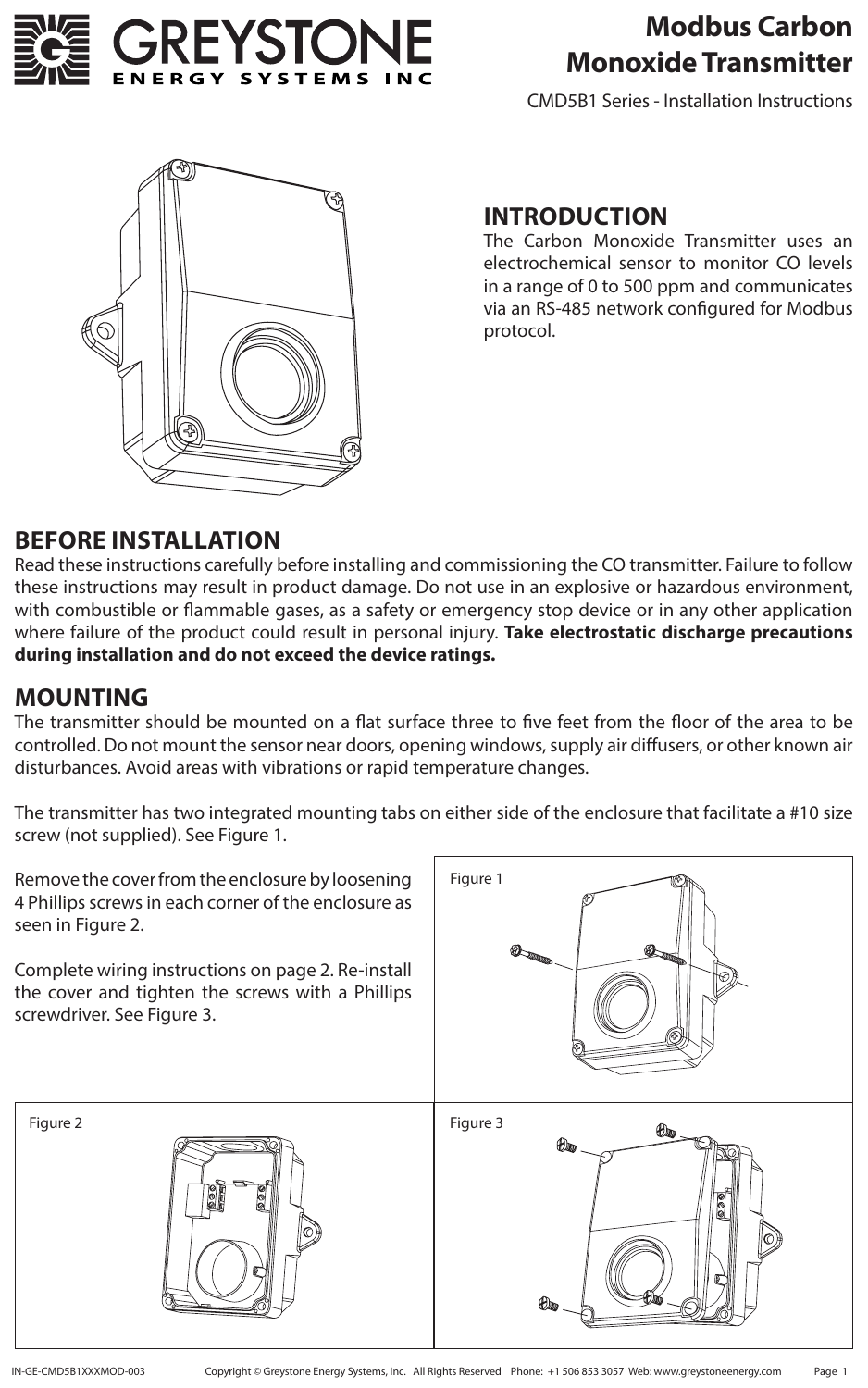# Modbus Carbon Monoxide Transmitter

CMD5B1 Series - Installation Instructions

## INTRODUCTION

The Carbon Monoxide Transmitter uses an electrochemical sensor to monitor CO levels in a range of 0 to 500 ppm and communicates via an RS-485 network configured for Modbus protocol.

## BEFORE INSTALLATION

Read these instructions carefully before installing and commissioning the CO transmitter. Failure to follow these instructions may result in product damage. Do not use in an explosive or hazardous environment, with combustible or flammable gases, as a safety or emergency stop device or in any other application where failure of the product could result in personal injury. **Take electrostatic discharge precautions during installation and do not exceed the device ratings.**

## MOUNTING

The transmitter should be mounted on a flat surface three to five feet from the floor of the area to be controlled. Do not mount the sensor near doors, opening windows, supply air diffusers, or other known air disturbances. Avoid areas with vibrations or rapid temperature changes.

The transmitter has two integrated mounting tabs on either side of the enclosure that facilitate a #10 size screw (not supplied). See Figure 1.

Remove the cover from the enclosure by loosening 4 Phillips screws in each corner of the enclosure as seen in Figure 2.

Complete wiring instructions on page 2. Re-install the cover and tighten the screws with a Phillips screwdriver. See Figure 3.

Figure 1

Figure 2

Figure 3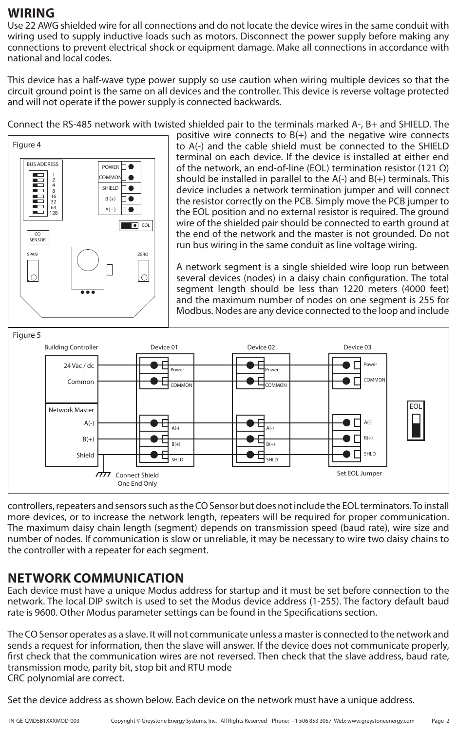# WIRING

Use 22 AWG shielded wire for all connections and do not locate the device wires in the same conduit with wiring used to supply inductive loads such as motors. Disconnect the power supply before making any connections to prevent electrical shock or equipment damage. Make all connections in accordance with national and local codes.

This device has a half-wave type power supply so use caution when wiring multiple devices so that the circuit ground point is the same on all devices and the controller. This device is reverse voltage protected and will not operate if the power supply is connected backwards.

Connect the RS-485 network with twisted shielded pair to the terminals marked A-, B+ and SHIELD. The positive wire connects to B(+) and the negative wire connects to A(-) and the cable shield must be connected to the SHIELD terminal on each device. If the device is installed at either end of the network, an end-of-line (EOL) termination resistor (121 Ω) should be installed in parallel to the A(-) and B(+) terminals. This device includes a network termination jumper and will connect the resistor correctly on the PCB. Simply move the PCB jumper to the EOL position and no external resistor is required. The ground wire of the shielded pair should be connected to earth ground at the end of the network and the master is not grounded. Do not run bus wiring in the same conduit as line voltage wiring.

Figure 4

BUS ADDRESS: 1, 2, 4, 8, 16, 32, 64, 128 — POWER, COMMON, SHIELD, B (+), A ( - ) — EOL — CO SENSOR — SPAN — ZERO

A network segment is a single shielded wire loop run between several devices (nodes) in a daisy chain configuration. The total segment length should be less than 1220 meters (4000 feet) and the maximum number of nodes on one segment is 255 for Modbus. Nodes are any device connected to the loop and include controllers, repeaters and sensors such as the CO Sensor but does not include the EOL terminators. To install more devices, or to increase the network length, repeaters will be required for proper communication. The maximum daisy chain length (segment) depends on transmission speed (baud rate), wire size and number of nodes. If communication is slow or unreliable, it may be necessary to wire two daisy chains to the controller with a repeater for each segment.

Figure 5

Building Controller: 24 Vac / dc, Common — Network Master: A(-), B(+), Shield — Device 01, Device 02, Device 03: Power, COMMON, A(-), B(+), SHLD — EOL — Connect Shield One End Only — Set EOL Jumper

# NETWORK COMMUNICATION

Each device must have a unique Modus address for startup and it must be set before connection to the network. The local DIP switch is used to set the Modus device address (1-255). The factory default baud rate is 9600. Other Modus parameter settings can be found in the Specifications section.

The CO Sensor operates as a slave. It will not communicate unless a master is connected to the network and sends a request for information, then the slave will answer. If the device does not communicate properly, first check that the communication wires are not reversed. Then check that the slave address, baud rate, transmission mode, parity bit, stop bit and RTU mode
CRC polynomial are correct.

Set the device address as shown below. Each device on the network must have a unique address.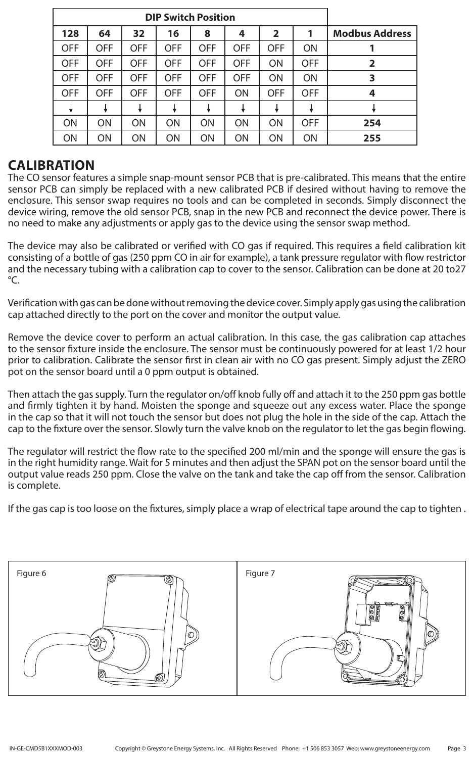| DIP Switch Position | | | | | | | | |
|---|---|---|---|---|---|---|---|---|
| **128** | **64** | **32** | **16** | **8** | **4** | **2** | **1** | **Modbus Address** |
| OFF | OFF | OFF | OFF | OFF | OFF | OFF | ON | **1** |
| OFF | OFF | OFF | OFF | OFF | OFF | ON | OFF | **2** |
| OFF | OFF | OFF | OFF | OFF | OFF | ON | ON | **3** |
| OFF | OFF | OFF | OFF | OFF | ON | OFF | OFF | **4** |
| ↓ | ↓ | ↓ | ↓ | ↓ | ↓ | ↓ | ↓ | ↓ |
| ON | ON | ON | ON | ON | ON | ON | OFF | **254** |
| ON | ON | ON | ON | ON | ON | ON | ON | **255** |

## CALIBRATION

The CO sensor features a simple snap-mount sensor PCB that is pre-calibrated. This means that the entire sensor PCB can simply be replaced with a new calibrated PCB if desired without having to remove the enclosure. This sensor swap requires no tools and can be completed in seconds. Simply disconnect the device wiring, remove the old sensor PCB, snap in the new PCB and reconnect the device power. There is no need to make any adjustments or apply gas to the device using the sensor swap method.

The device may also be calibrated or verified with CO gas if required. This requires a field calibration kit consisting of a bottle of gas (250 ppm CO in air for example), a tank pressure regulator with flow restrictor and the necessary tubing with a calibration cap to cover to the sensor. Calibration can be done at 20 to27 °C.

Verification with gas can be done without removing the device cover. Simply apply gas using the calibration cap attached directly to the port on the cover and monitor the output value.

Remove the device cover to perform an actual calibration. In this case, the gas calibration cap attaches to the sensor fixture inside the enclosure. The sensor must be continuously powered for at least 1/2 hour prior to calibration. Calibrate the sensor first in clean air with no CO gas present. Simply adjust the ZERO pot on the sensor board until a 0 ppm output is obtained.

Then attach the gas supply. Turn the regulator on/off knob fully off and attach it to the 250 ppm gas bottle and firmly tighten it by hand. Moisten the sponge and squeeze out any excess water. Place the sponge in the cap so that it will not touch the sensor but does not plug the hole in the side of the cap. Attach the cap to the fixture over the sensor. Slowly turn the valve knob on the regulator to let the gas begin flowing.

The regulator will restrict the flow rate to the specified 200 ml/min and the sponge will ensure the gas is in the right humidity range. Wait for 5 minutes and then adjust the SPAN pot on the sensor board until the output value reads 250 ppm. Close the valve on the tank and take the cap off from the sensor. Calibration is complete.

If the gas cap is too loose on the fixtures, simply place a wrap of electrical tape around the cap to tighten .

Figure 6

Figure 7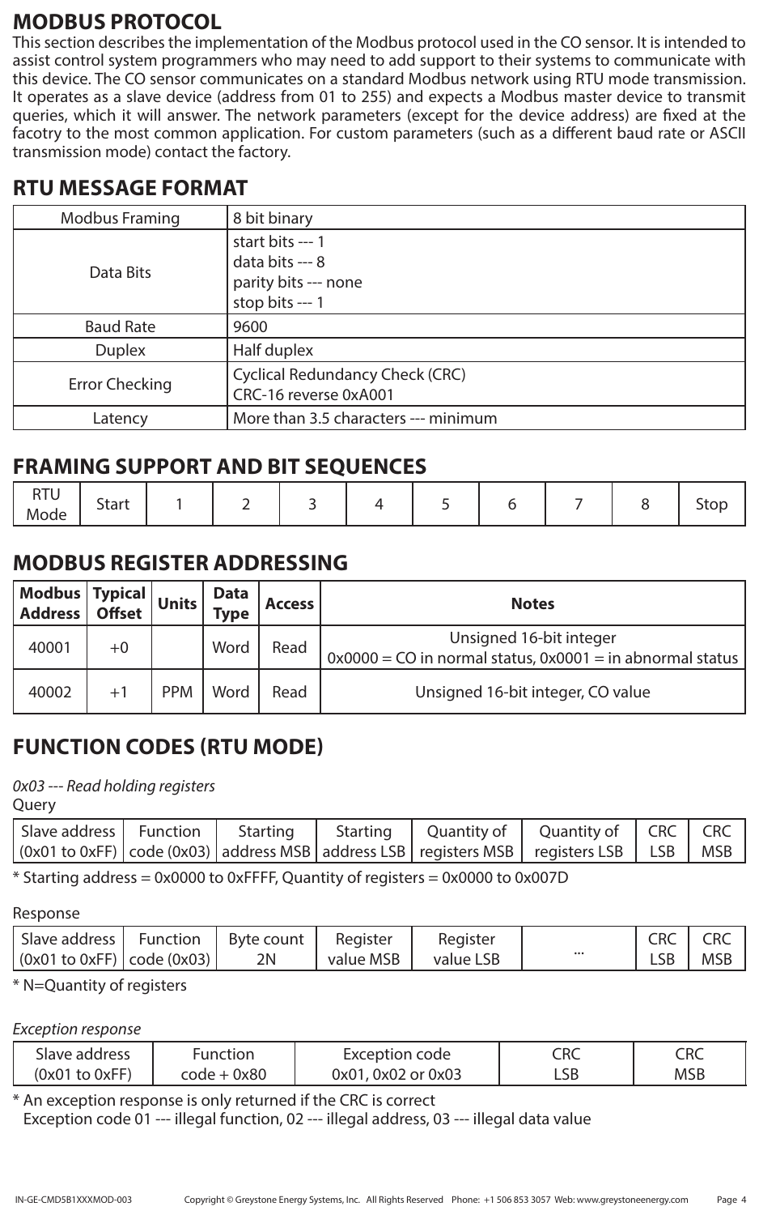## MODBUS PROTOCOL

This section describes the implementation of the Modbus protocol used in the CO sensor. It is intended to assist control system programmers who may need to add support to their systems to communicate with this device. The CO sensor communicates on a standard Modbus network using RTU mode transmission. It operates as a slave device (address from 01 to 255) and expects a Modbus master device to transmit queries, which it will answer. The network parameters (except for the device address) are fixed at the facotry to the most common application. For custom parameters (such as a different baud rate or ASCII transmission mode) contact the factory.

## RTU MESSAGE FORMAT

| | |
|---|---|
| Modbus Framing | 8 bit binary |
| Data Bits | start bits --- 1<br>data bits --- 8<br>parity bits --- none<br>stop bits --- 1 |
| Baud Rate | 9600 |
| Duplex | Half duplex |
| Error Checking | Cyclical Redundancy Check (CRC)<br>CRC-16 reverse 0xA001 |
| Latency | More than 3.5 characters --- minimum |

## FRAMING SUPPORT AND BIT SEQUENCES

| RTU Mode | Start | 1 | 2 | 3 | 4 | 5 | 6 | 7 | 8 | Stop |
|---|---|---|---|---|---|---|---|---|---|---|

## MODBUS REGISTER ADDRESSING

| Modbus Address | Typical Offset | Units | Data Type | Access | Notes |
|---|---|---|---|---|---|
| 40001 | +0 | | Word | Read | Unsigned 16-bit integer<br>0x0000 = CO in normal status, 0x0001 = in abnormal status |
| 40002 | +1 | PPM | Word | Read | Unsigned 16-bit integer, CO value |

## FUNCTION CODES (RTU MODE)

*0x03 --- Read holding registers*

Query

| Slave address (0x01 to 0xFF) | Function code (0x03) | Starting address MSB | Starting address LSB | Quantity of registers MSB | Quantity of registers LSB | CRC LSB | CRC MSB |
|---|---|---|---|---|---|---|---|

* Starting address = 0x0000 to 0xFFFF, Quantity of registers = 0x0000 to 0x007D

Response

| Slave address (0x01 to 0xFF) | Function code (0x03) | Byte count 2N | Register value MSB | Register value LSB | ... | CRC LSB | CRC MSB |
|---|---|---|---|---|---|---|---|

* N=Quantity of registers

*Exception response*

| Slave address (0x01 to 0xFF) | Function code + 0x80 | Exception code 0x01, 0x02 or 0x03 | CRC LSB | CRC MSB |
|---|---|---|---|---|

* An exception response is only returned if the CRC is correct
  Exception code 01 --- illegal function, 02 --- illegal address, 03 --- illegal data value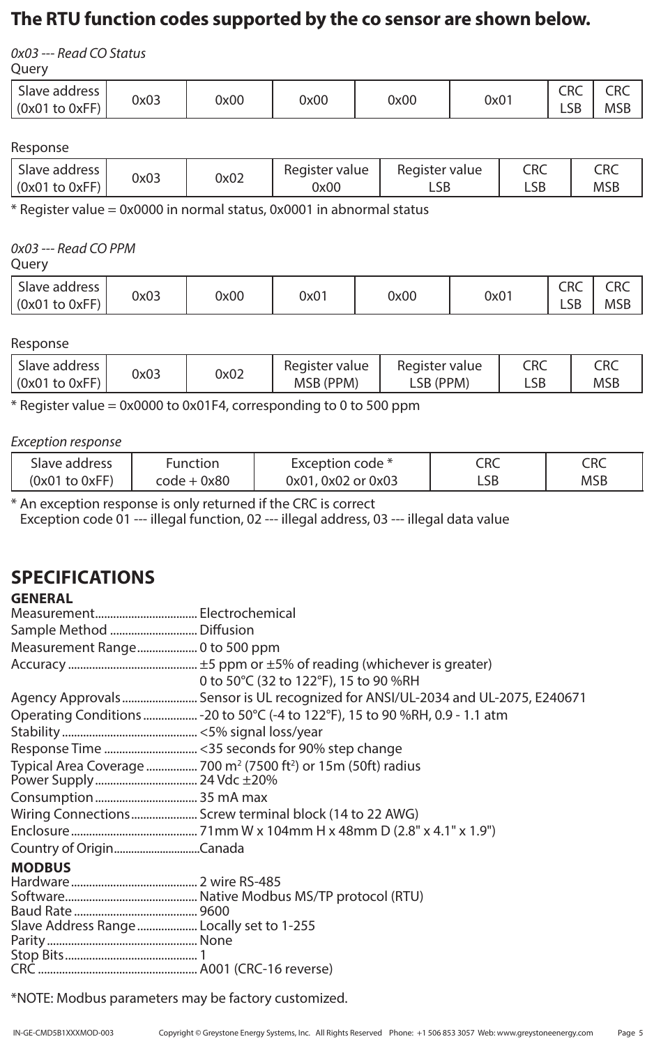# The RTU function codes supported by the co sensor are shown below.

*0x03 --- Read CO Status*

Query

| Slave address (0x01 to 0xFF) | 0x03 | 0x00 | 0x00 | 0x00 | 0x01 | CRC LSB | CRC MSB |
|---|---|---|---|---|---|---|---|

Response

| Slave address (0x01 to 0xFF) | 0x03 | 0x02 | Register value 0x00 | Register value LSB | CRC LSB | CRC MSB |
|---|---|---|---|---|---|---|

* Register value = 0x0000 in normal status, 0x0001 in abnormal status

*0x03 --- Read CO PPM*

Query

| Slave address (0x01 to 0xFF) | 0x03 | 0x00 | 0x01 | 0x00 | 0x01 | CRC LSB | CRC MSB |
|---|---|---|---|---|---|---|---|

Response

| Slave address (0x01 to 0xFF) | 0x03 | 0x02 | Register value MSB (PPM) | Register value LSB (PPM) | CRC LSB | CRC MSB |
|---|---|---|---|---|---|---|

* Register value = 0x0000 to 0x01F4, corresponding to 0 to 500 ppm

*Exception response*

| Slave address (0x01 to 0xFF) | Function code + 0x80 | Exception code * 0x01, 0x02 or 0x03 | CRC LSB | CRC MSB |
|---|---|---|---|---|

* An exception response is only returned if the CRC is correct
  Exception code 01 --- illegal function, 02 --- illegal address, 03 --- illegal data value

## SPECIFICATIONS

### GENERAL

Measurement.................................. Electrochemical
Sample Method ............................. Diffusion
Measurement Range.................... 0 to 500 ppm
Accuracy ........................................... ±5 ppm or ±5% of reading (whichever is greater)
0 to 50°C (32 to 122°F), 15 to 90 %RH
Agency Approvals.......................... Sensor is UL recognized for ANSI/UL-2034 and UL-2075, E240671
Operating Conditions .................. -20 to 50°C (-4 to 122°F), 15 to 90 %RH, 0.9 - 1.1 atm
Stability ............................................. <5% signal loss/year
Response Time ............................... <35 seconds for 90% step change
Typical Area Coverage ................. 700 $m^2$ (7500 $ft^2$) or 15m (50ft) radius
Power Supply.................................. 24 Vdc ±20%
Consumption.................................. 35 mA max
Wiring Connections...................... Screw terminal block (14 to 22 AWG)
Enclosure.......................................... 71mm W x 104mm H x 48mm D (2.8" x 4.1" x 1.9")
Country of Origin.............................Canada

### MODBUS

Hardware.......................................... 2 wire RS-485
Software............................................ Native Modbus MS/TP protocol (RTU)
Baud Rate ......................................... 9600
Slave Address Range.................... Locally set to 1-255
Parity .................................................. None
Stop Bits............................................ 1
CRC ..................................................... A001 (CRC-16 reverse)

*NOTE: Modbus parameters may be factory customized.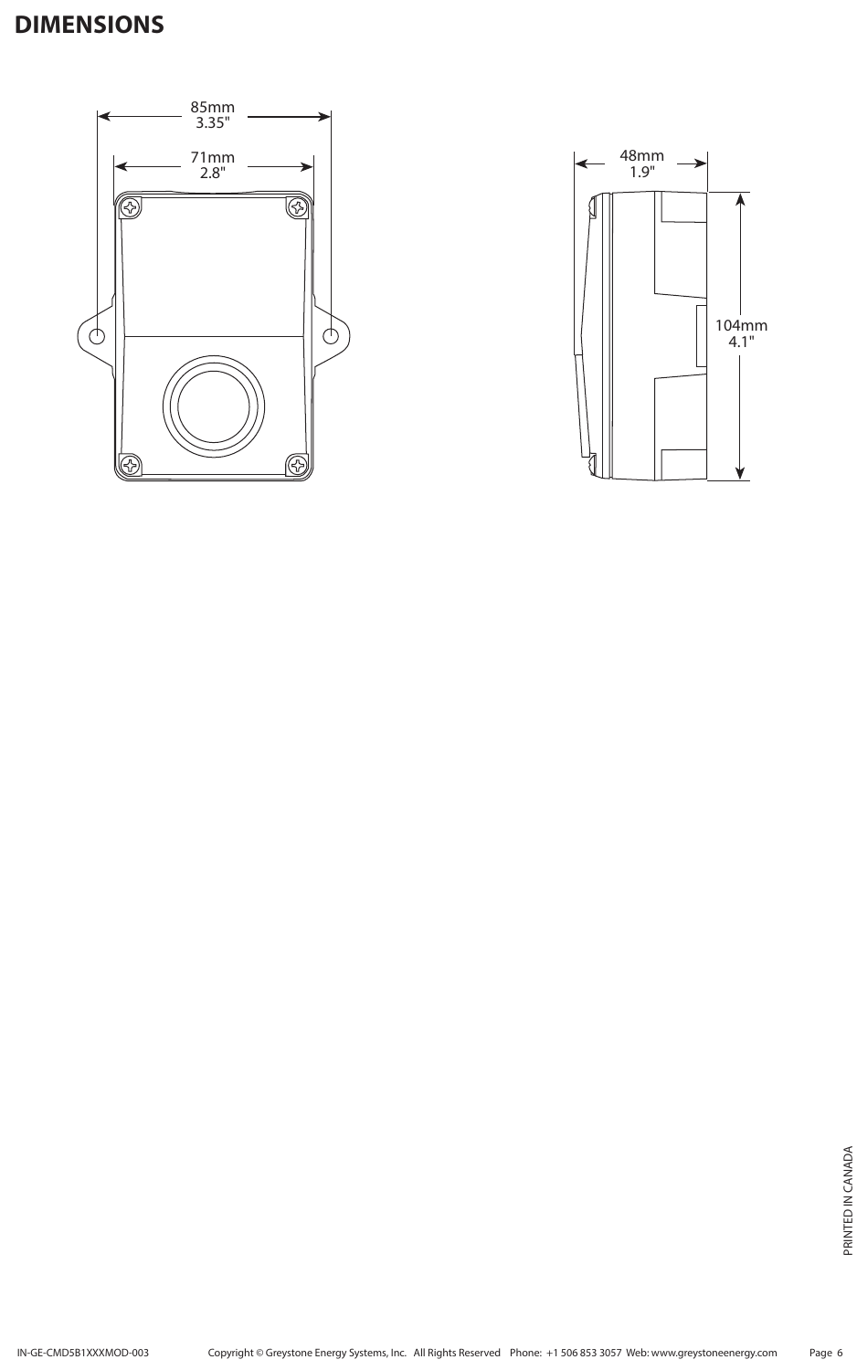# DIMENSIONS

85mm
3.35"

71mm
2.8"

48mm
1.9"

104mm
4.1"

PRINTED IN CANADA